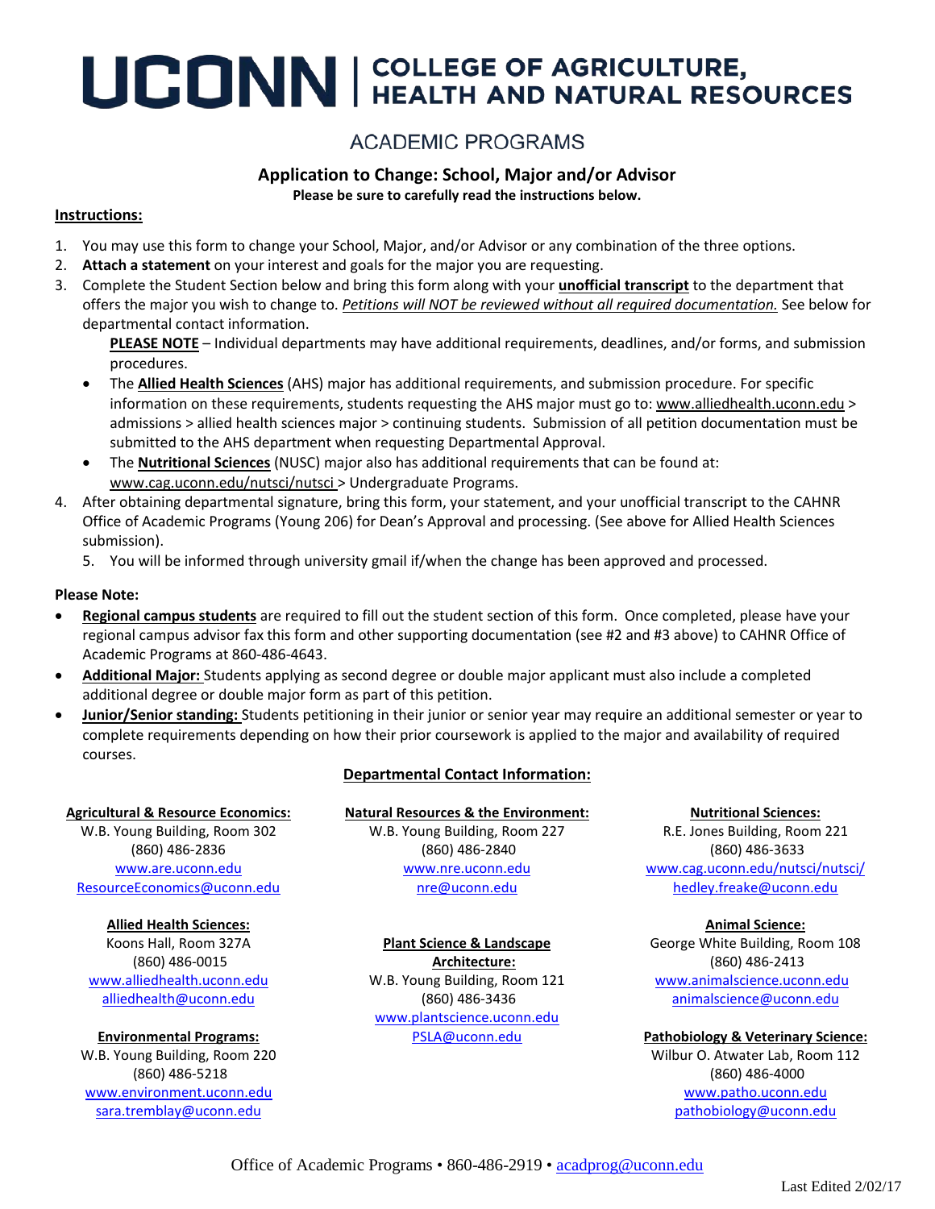# UCONN | COLLEGE OF AGRICULTURE, HEALTH AND NATURAL RESOURCES

## ACADEMIC PROGRAMS

### Application to Change: School, Major and/or Advisor

**Please be sure to carefully read the instructions below.**

**Instructions:**

1. You may use this form to change your School, Major, and/or Advisor or any combination of the three options.
2. **Attach a statement** on your interest and goals for the major you are requesting.
3. Complete the Student Section below and bring this form along with your **unofficial transcript** to the department that offers the major you wish to change to. *Petitions will NOT be reviewed without all required documentation.* See below for departmental contact information.

   **PLEASE NOTE** – Individual departments may have additional requirements, deadlines, and/or forms, and submission procedures.

   - The **Allied Health Sciences** (AHS) major has additional requirements, and submission procedure. For specific information on these requirements, students requesting the AHS major must go to: www.alliedhealth.uconn.edu > admissions > allied health sciences major > continuing students. Submission of all petition documentation must be submitted to the AHS department when requesting Departmental Approval.
   - The **Nutritional Sciences** (NUSC) major also has additional requirements that can be found at: www.cag.uconn.edu/nutsci/nutsci > Undergraduate Programs.
4. After obtaining departmental signature, bring this form, your statement, and your unofficial transcript to the CAHNR Office of Academic Programs (Young 206) for Dean's Approval and processing. (See above for Allied Health Sciences submission).
5. You will be informed through university gmail if/when the change has been approved and processed.

**Please Note:**

- **Regional campus students** are required to fill out the student section of this form. Once completed, please have your regional campus advisor fax this form and other supporting documentation (see #2 and #3 above) to CAHNR Office of Academic Programs at 860-486-4643.
- **Additional Major:** Students applying as second degree or double major applicant must also include a completed additional degree or double major form as part of this petition.
- **Junior/Senior standing:** Students petitioning in their junior or senior year may require an additional semester or year to complete requirements depending on how their prior coursework is applied to the major and availability of required courses.

**Departmental Contact Information:**

**Agricultural & Resource Economics:**
W.B. Young Building, Room 302
(860) 486-2836
www.are.uconn.edu
ResourceEconomics@uconn.edu

**Allied Health Sciences:**
Koons Hall, Room 327A
(860) 486-0015
www.alliedhealth.uconn.edu
alliedhealth@uconn.edu

**Environmental Programs:**
W.B. Young Building, Room 220
(860) 486-5218
www.environment.uconn.edu
sara.tremblay@uconn.edu

**Natural Resources & the Environment:**
W.B. Young Building, Room 227
(860) 486-2840
www.nre.uconn.edu
nre@uconn.edu

**Plant Science & Landscape Architecture:**
W.B. Young Building, Room 121
(860) 486-3436
www.plantscience.uconn.edu
PSLA@uconn.edu

**Nutritional Sciences:**
R.E. Jones Building, Room 221
(860) 486-3633
www.cag.uconn.edu/nutsci/nutsci/
hedley.freake@uconn.edu

**Animal Science:**
George White Building, Room 108
(860) 486-2413
www.animalscience.uconn.edu
animalscience@uconn.edu

**Pathobiology & Veterinary Science:**
Wilbur O. Atwater Lab, Room 112
(860) 486-4000
www.patho.uconn.edu
pathobiology@uconn.edu

Office of Academic Programs • 860-486-2919 • acadprog@uconn.edu

Last Edited 2/02/17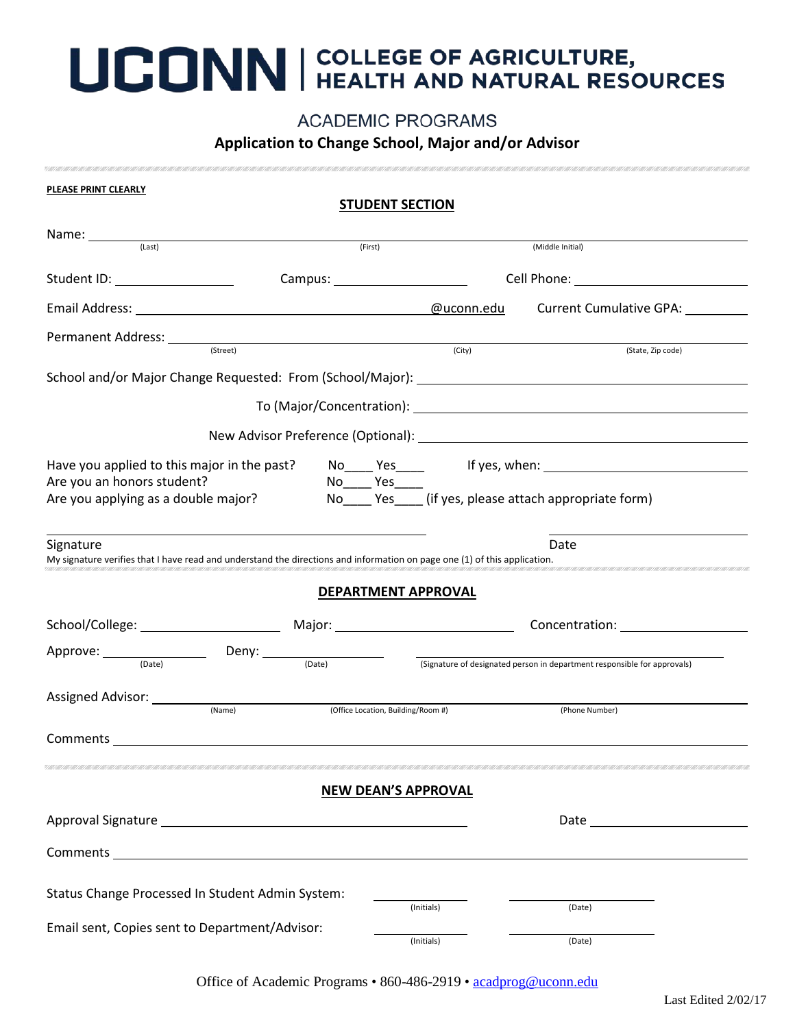# UCONN | COLLEGE OF AGRICULTURE, HEALTH AND NATURAL RESOURCES

## ACADEMIC PROGRAMS

**Application to Change School, Major and/or Advisor**

**PLEASE PRINT CLEARLY**

### STUDENT SECTION

Name: ______________________________ ______________________________ ______________________________
(Last) (First) (Middle Initial)

Student ID: ________________ Campus: ____________________ Cell Phone: ________________________

Email Address: ______________________________________@uconn.edu Current Cumulative GPA: __________

Permanent Address: ______________________________ ____________________ ____________________
(Street) (City) (State, Zip code)

School and/or Major Change Requested: From (School/Major): ________________________________________

To (Major/Concentration): ________________________________________

New Advisor Preference (Optional): ________________________________________

Have you applied to this major in the past? No____ Yes____ If yes, when: ________________________

Are you an honors student? No____ Yes____

Are you applying as a double major? No____ Yes____ (if yes, please attach appropriate form)

______________________________________ ____________________

Signature Date

My signature verifies that I have read and understand the directions and information on page one (1) of this application.

### DEPARTMENT APPROVAL

School/College: ____________________ Major: ________________________ Concentration: ____________________

Approve: ______________ Deny: ______________ ________________________________________
(Date) (Date) (Signature of designated person in department responsible for approvals)

Assigned Advisor: ______________________________ ______________________________ ______________________________
(Name) (Office Location, Building/Room #) (Phone Number)

Comments ______________________________________________________________________________

### NEW DEAN'S APPROVAL

Approval Signature ________________________________________ Date ____________________

Comments ______________________________________________________________________________

Status Change Processed In Student Admin System: ____________ ____________
(Initials) (Date)

Email sent, Copies sent to Department/Advisor: ____________ ____________
(Initials) (Date)

Office of Academic Programs • 860-486-2919 • acadprog@uconn.edu

Last Edited 2/02/17